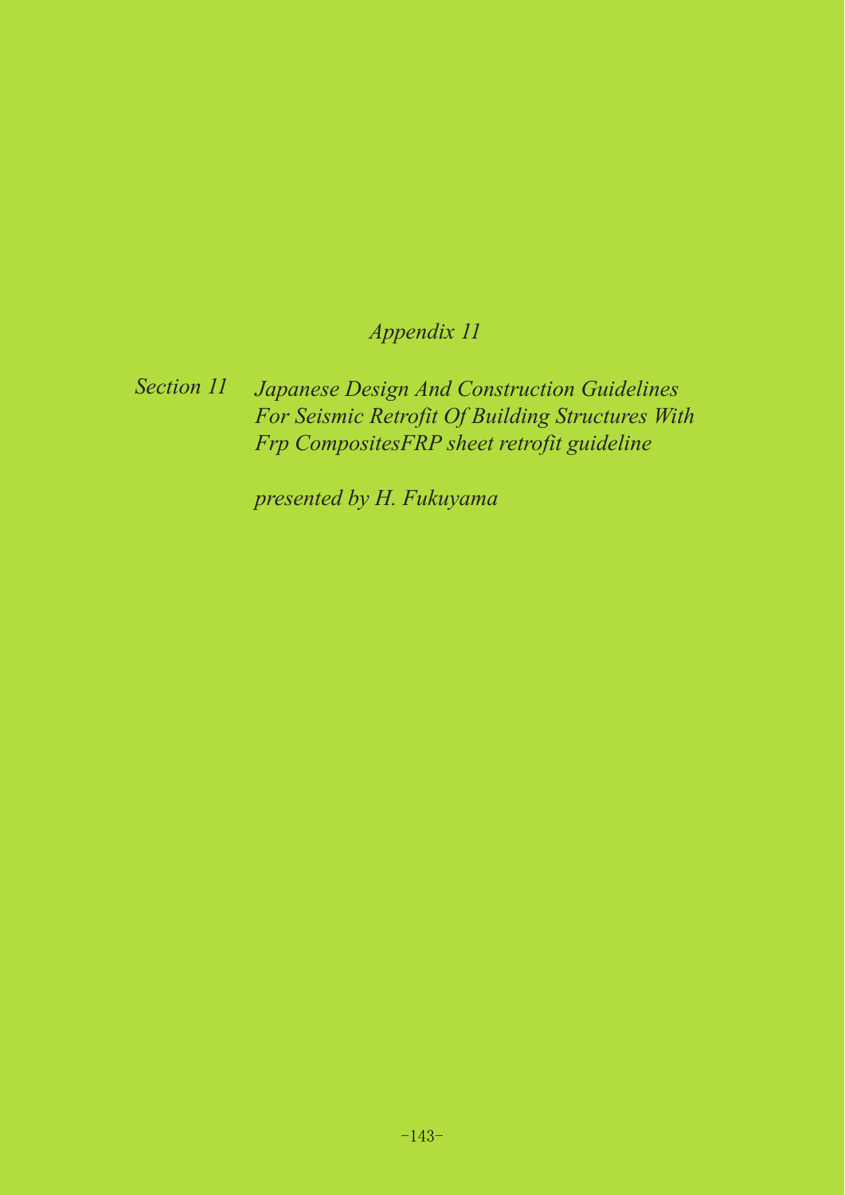# *Appendix 11*

## *Section 11 Japanese Design And Construction Guidelines For Seismic Retrofit Of Building Structures With Frp CompositesFRP sheet retrofit guideline*

*presented by H. Fukuyama*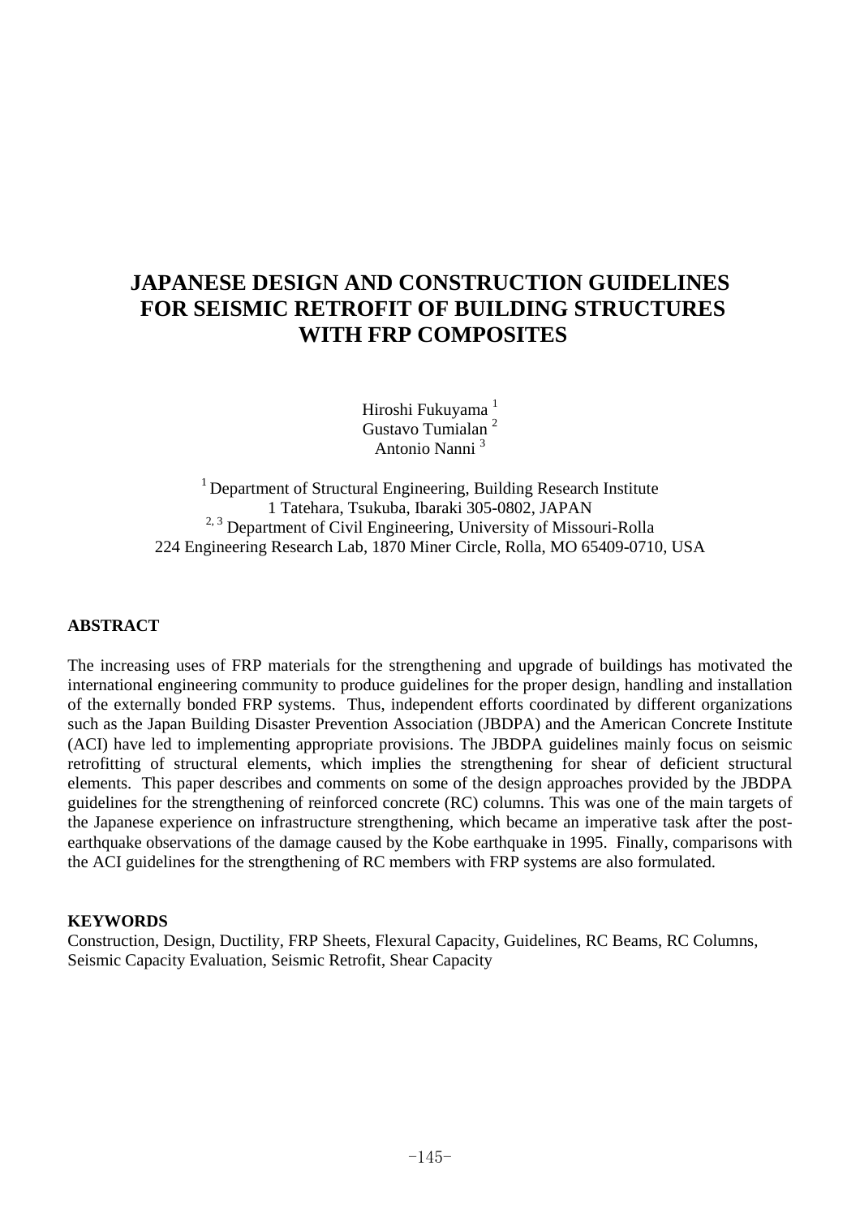# JAPANESE DESIGN AND CONSTRUCTION GUIDELINES FOR SEISMIC RETROFIT OF BUILDING STRUCTURES WITH FRP COMPOSITES

Hiroshi Fukuyama [1]  
Gustavo Tumialan [2]  
Antonio Nanni [3]

[1] Department of Structural Engineering, Building Research Institute  
1 Tatehara, Tsukuba, Ibaraki 305-0802, JAPAN  
[2, 3] Department of Civil Engineering, University of Missouri-Rolla  
224 Engineering Research Lab, 1870 Miner Circle, Rolla, MO 65409-0710, USA

#### ABSTRACT

The increasing uses of FRP materials for the strengthening and upgrade of buildings has motivated the international engineering community to produce guidelines for the proper design, handling and installation of the externally bonded FRP systems. Thus, independent efforts coordinated by different organizations such as the Japan Building Disaster Prevention Association (JBDPA) and the American Concrete Institute (ACI) have led to implementing appropriate provisions. The JBDPA guidelines mainly focus on seismic retrofitting of structural elements, which implies the strengthening for shear of deficient structural elements. This paper describes and comments on some of the design approaches provided by the JBDPA guidelines for the strengthening of reinforced concrete (RC) columns. This was one of the main targets of the Japanese experience on infrastructure strengthening, which became an imperative task after the post-earthquake observations of the damage caused by the Kobe earthquake in 1995. Finally, comparisons with the ACI guidelines for the strengthening of RC members with FRP systems are also formulated.

#### KEYWORDS

Construction, Design, Ductility, FRP Sheets, Flexural Capacity, Guidelines, RC Beams, RC Columns, Seismic Capacity Evaluation, Seismic Retrofit, Shear Capacity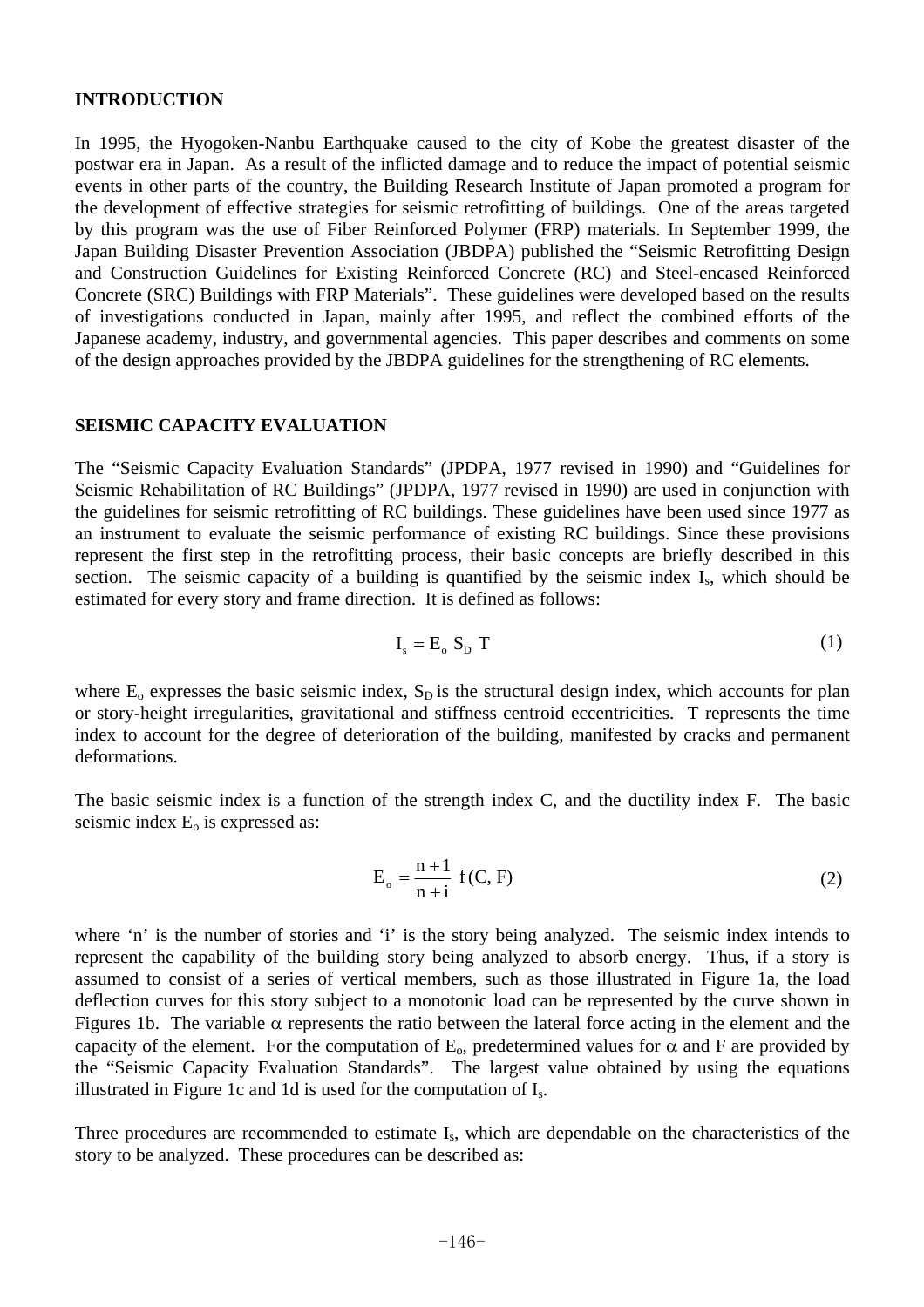## INTRODUCTION

In 1995, the Hyogoken-Nanbu Earthquake caused to the city of Kobe the greatest disaster of the postwar era in Japan. As a result of the inflicted damage and to reduce the impact of potential seismic events in other parts of the country, the Building Research Institute of Japan promoted a program for the development of effective strategies for seismic retrofitting of buildings. One of the areas targeted by this program was the use of Fiber Reinforced Polymer (FRP) materials. In September 1999, the Japan Building Disaster Prevention Association (JBDPA) published the "Seismic Retrofitting Design and Construction Guidelines for Existing Reinforced Concrete (RC) and Steel-encased Reinforced Concrete (SRC) Buildings with FRP Materials". These guidelines were developed based on the results of investigations conducted in Japan, mainly after 1995, and reflect the combined efforts of the Japanese academy, industry, and governmental agencies. This paper describes and comments on some of the design approaches provided by the JBDPA guidelines for the strengthening of RC elements.

## SEISMIC CAPACITY EVALUATION

The "Seismic Capacity Evaluation Standards" (JPDPA, 1977 revised in 1990) and "Guidelines for Seismic Rehabilitation of RC Buildings" (JPDPA, 1977 revised in 1990) are used in conjunction with the guidelines for seismic retrofitting of RC buildings. These guidelines have been used since 1977 as an instrument to evaluate the seismic performance of existing RC buildings. Since these provisions represent the first step in the retrofitting process, their basic concepts are briefly described in this section. The seismic capacity of a building is quantified by the seismic index $I_s$, which should be estimated for every story and frame direction. It is defined as follows:

$$I_s = E_o \, S_D \, T \tag{1}$$

where $E_o$ expresses the basic seismic index, $S_D$ is the structural design index, which accounts for plan or story-height irregularities, gravitational and stiffness centroid eccentricities. T represents the time index to account for the degree of deterioration of the building, manifested by cracks and permanent deformations.

The basic seismic index is a function of the strength index C, and the ductility index F. The basic seismic index $E_o$ is expressed as:

$$E_o = \frac{n+1}{n+i} \, f(C, F) \tag{2}$$

where 'n' is the number of stories and 'i' is the story being analyzed. The seismic index intends to represent the capability of the building story being analyzed to absorb energy. Thus, if a story is assumed to consist of a series of vertical members, such as those illustrated in Figure 1a, the load deflection curves for this story subject to a monotonic load can be represented by the curve shown in Figures 1b. The variable $\alpha$ represents the ratio between the lateral force acting in the element and the capacity of the element. For the computation of $E_o$, predetermined values for $\alpha$ and F are provided by the "Seismic Capacity Evaluation Standards". The largest value obtained by using the equations illustrated in Figure 1c and 1d is used for the computation of $I_s$.

Three procedures are recommended to estimate $I_s$, which are dependable on the characteristics of the story to be analyzed. These procedures can be described as: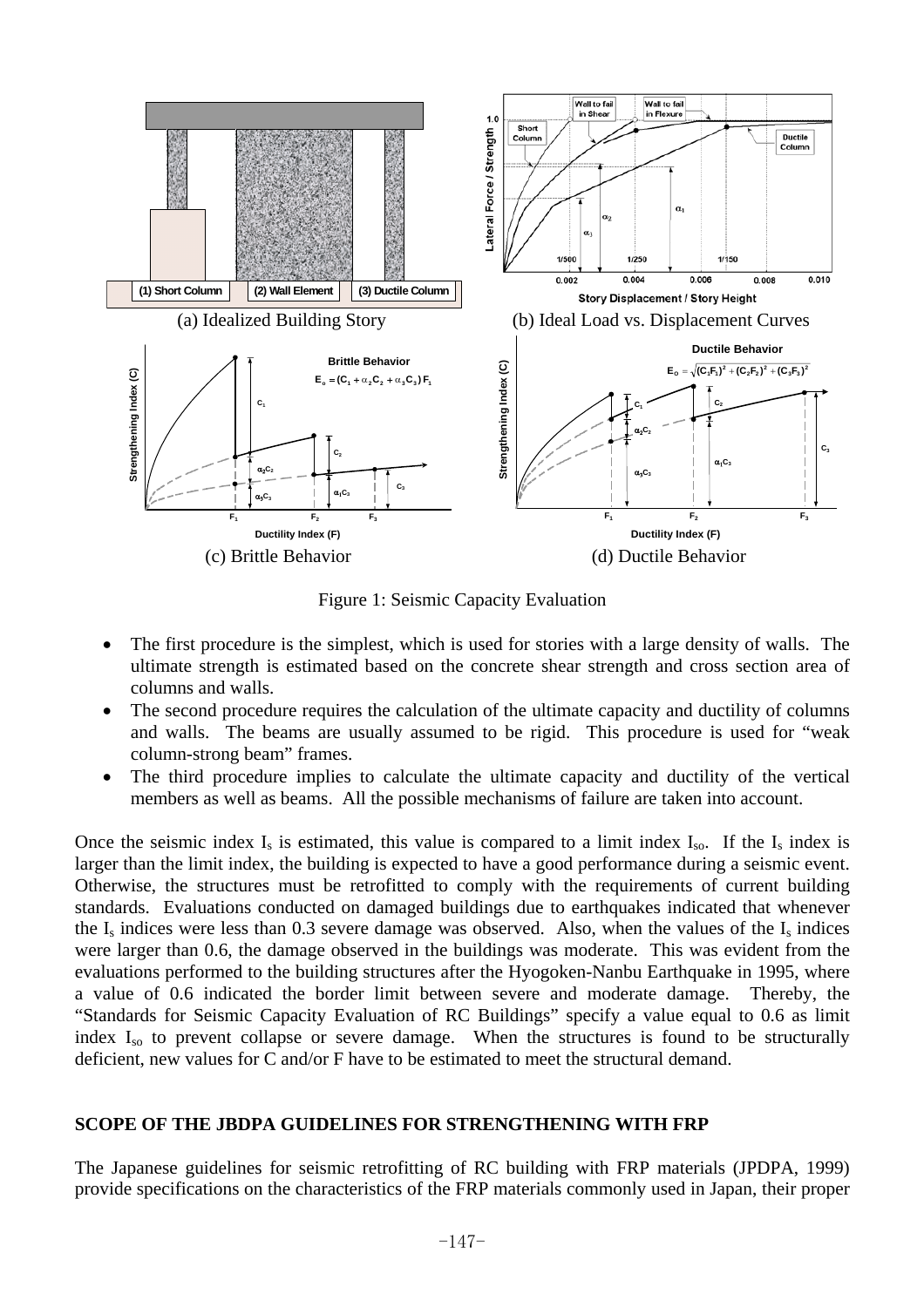(a) Idealized Building Story

(b) Ideal Load vs. Displacement Curves

(c) Brittle Behavior

(d) Ductile Behavior

Figure 1: Seismic Capacity Evaluation

- The first procedure is the simplest, which is used for stories with a large density of walls. The ultimate strength is estimated based on the concrete shear strength and cross section area of columns and walls.
- The second procedure requires the calculation of the ultimate capacity and ductility of columns and walls. The beams are usually assumed to be rigid. This procedure is used for "weak column-strong beam" frames.
- The third procedure implies to calculate the ultimate capacity and ductility of the vertical members as well as beams. All the possible mechanisms of failure are taken into account.

Once the seismic index $I_s$ is estimated, this value is compared to a limit index $I_{so}$. If the $I_s$ index is larger than the limit index, the building is expected to have a good performance during a seismic event. Otherwise, the structures must be retrofitted to comply with the requirements of current building standards. Evaluations conducted on damaged buildings due to earthquakes indicated that whenever the $I_s$ indices were less than 0.3 severe damage was observed. Also, when the values of the $I_s$ indices were larger than 0.6, the damage observed in the buildings was moderate. This was evident from the evaluations performed to the building structures after the Hyogoken-Nanbu Earthquake in 1995, where a value of 0.6 indicated the border limit between severe and moderate damage. Thereby, the "Standards for Seismic Capacity Evaluation of RC Buildings" specify a value equal to 0.6 as limit index $I_{so}$ to prevent collapse or severe damage. When the structures is found to be structurally deficient, new values for C and/or F have to be estimated to meet the structural demand.

## SCOPE OF THE JBDPA GUIDELINES FOR STRENGTHENING WITH FRP

The Japanese guidelines for seismic retrofitting of RC building with FRP materials (JPDPA, 1999) provide specifications on the characteristics of the FRP materials commonly used in Japan, their proper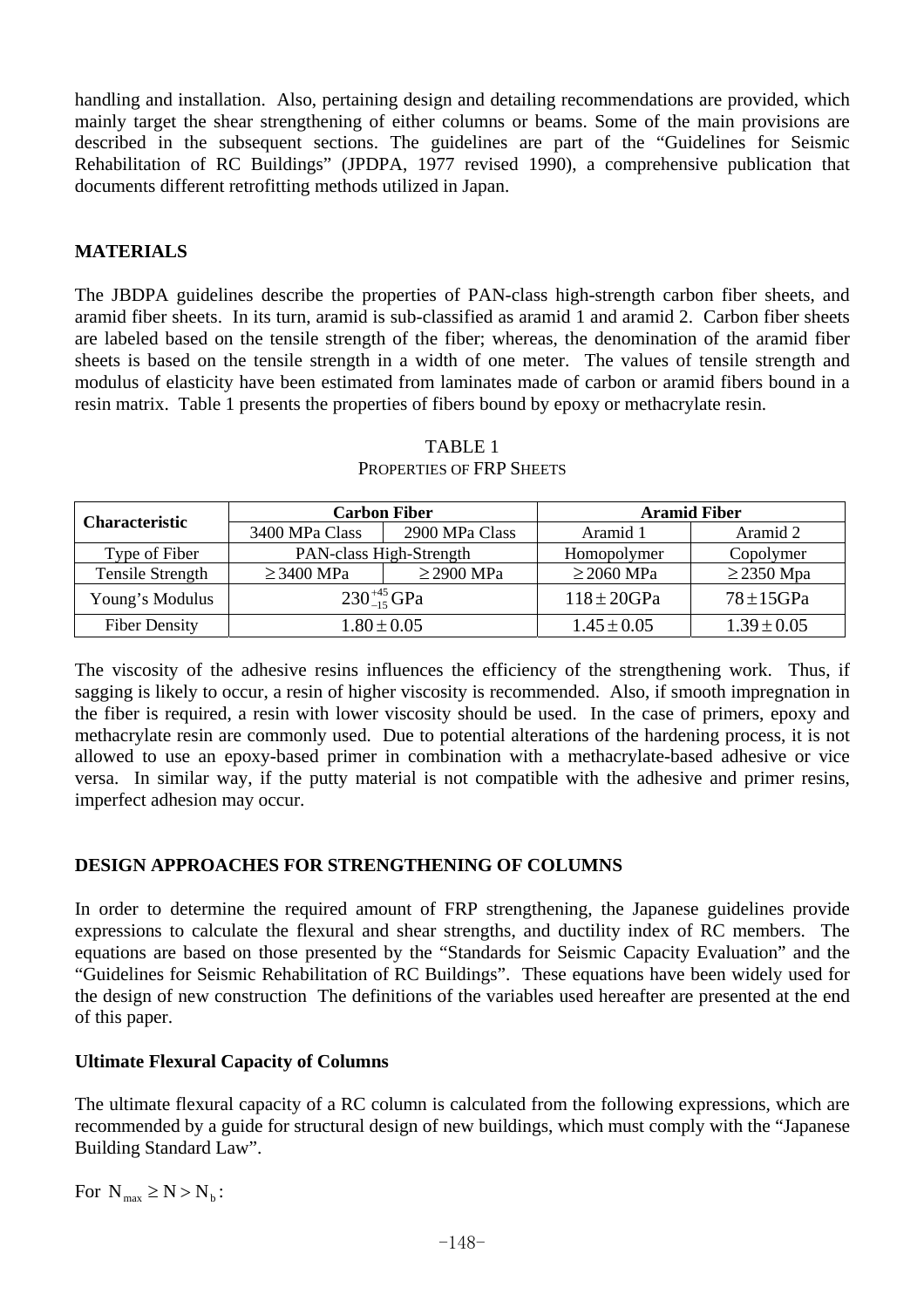handling and installation. Also, pertaining design and detailing recommendations are provided, which mainly target the shear strengthening of either columns or beams. Some of the main provisions are described in the subsequent sections. The guidelines are part of the "Guidelines for Seismic Rehabilitation of RC Buildings" (JPDPA, 1977 revised 1990), a comprehensive publication that documents different retrofitting methods utilized in Japan.

## MATERIALS

The JBDPA guidelines describe the properties of PAN-class high-strength carbon fiber sheets, and aramid fiber sheets. In its turn, aramid is sub-classified as aramid 1 and aramid 2. Carbon fiber sheets are labeled based on the tensile strength of the fiber; whereas, the denomination of the aramid fiber sheets is based on the tensile strength in a width of one meter. The values of tensile strength and modulus of elasticity have been estimated from laminates made of carbon or aramid fibers bound in a resin matrix. Table 1 presents the properties of fibers bound by epoxy or methacrylate resin.

TABLE 1
PROPERTIES OF FRP SHEETS

| Characteristic | Carbon Fiber | | Aramid Fiber | |
|---|---|---|---|---|
| | 3400 MPa Class | 2900 MPa Class | Aramid 1 | Aramid 2 |
| Type of Fiber | PAN-class High-Strength | | Homopolymer | Copolymer |
| Tensile Strength | $\geq 3400$ MPa | $\geq 2900$ MPa | $\geq 2060$ MPa | $\geq 2350$ Mpa |
| Young's Modulus | $230^{+45}_{-15}$ GPa | | $118 \pm 20$GPa | $78 \pm 15$GPa |
| Fiber Density | $1.80 \pm 0.05$ | | $1.45 \pm 0.05$ | $1.39 \pm 0.05$ |

The viscosity of the adhesive resins influences the efficiency of the strengthening work. Thus, if sagging is likely to occur, a resin of higher viscosity is recommended. Also, if smooth impregnation in the fiber is required, a resin with lower viscosity should be used. In the case of primers, epoxy and methacrylate resin are commonly used. Due to potential alterations of the hardening process, it is not allowed to use an epoxy-based primer in combination with a methacrylate-based adhesive or vice versa. In similar way, if the putty material is not compatible with the adhesive and primer resins, imperfect adhesion may occur.

## DESIGN APPROACHES FOR STRENGTHENING OF COLUMNS

In order to determine the required amount of FRP strengthening, the Japanese guidelines provide expressions to calculate the flexural and shear strengths, and ductility index of RC members. The equations are based on those presented by the "Standards for Seismic Capacity Evaluation" and the "Guidelines for Seismic Rehabilitation of RC Buildings". These equations have been widely used for the design of new construction The definitions of the variables used hereafter are presented at the end of this paper.

### Ultimate Flexural Capacity of Columns

The ultimate flexural capacity of a RC column is calculated from the following expressions, which are recommended by a guide for structural design of new buildings, which must comply with the "Japanese Building Standard Law".

For $N_{max} \geq N > N_b$: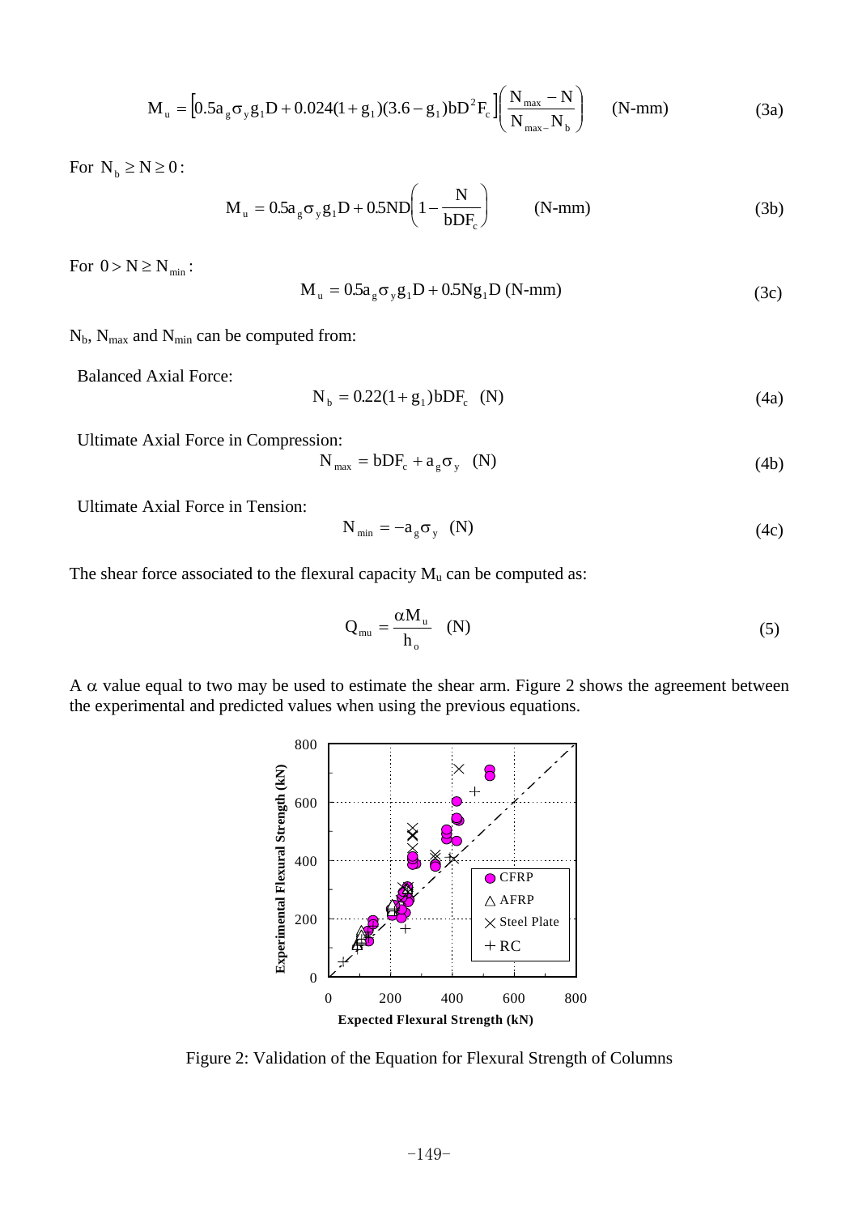$$M_u = \left[0.5a_g\sigma_y g_1 D + 0.024(1+g_1)(3.6-g_1)bD^2F_c\right]\left(\frac{N_{max}-N}{N_{max}-N_b}\right) \qquad \text{(N-mm)} \tag{3a}$$

For $N_b \geq N \geq 0$:

$$M_u = 0.5a_g\sigma_y g_1 D + 0.5ND\left(1-\frac{N}{bDF_c}\right) \qquad \text{(N-mm)} \tag{3b}$$

For $0 > N \geq N_{min}$:

$$M_u = 0.5a_g\sigma_y g_1 D + 0.5Ng_1 D \text{ (N-mm)} \tag{3c}$$

$N_b$, $N_{max}$ and $N_{min}$ can be computed from:

Balanced Axial Force:

$$N_b = 0.22(1+g_1)bDF_c \quad \text{(N)} \tag{4a}$$

Ultimate Axial Force in Compression:

$$N_{max} = bDF_c + a_g\sigma_y \quad \text{(N)} \tag{4b}$$

Ultimate Axial Force in Tension:

$$N_{min} = -a_g\sigma_y \quad \text{(N)} \tag{4c}$$

The shear force associated to the flexural capacity $M_u$ can be computed as:

$$Q_{mu} = \frac{\alpha M_u}{h_o} \quad \text{(N)} \tag{5}$$

A $\alpha$ value equal to two may be used to estimate the shear arm. Figure 2 shows the agreement between the experimental and predicted values when using the previous equations.

Figure 2: Validation of the Equation for Flexural Strength of Columns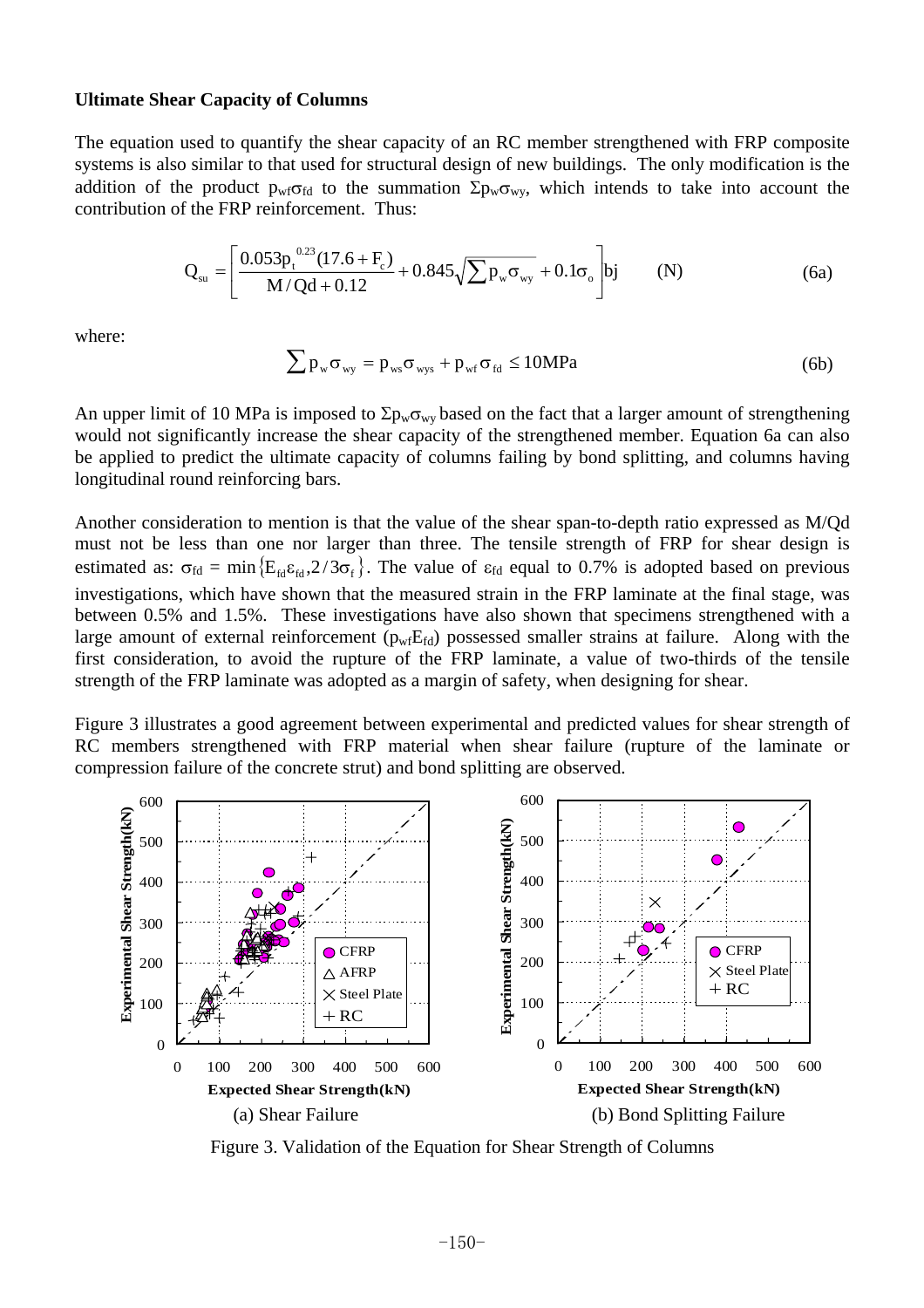**Ultimate Shear Capacity of Columns**

The equation used to quantify the shear capacity of an RC member strengthened with FRP composite systems is also similar to that used for structural design of new buildings. The only modification is the addition of the product $p_{wf}\sigma_{fd}$ to the summation $\Sigma p_w\sigma_{wy}$, which intends to take into account the contribution of the FRP reinforcement. Thus:

$$Q_{su} = \left[ \frac{0.053 p_t^{0.23}(17.6 + F_c)}{M/Qd + 0.12} + 0.845\sqrt{\sum p_w \sigma_{wy}} + 0.1\sigma_o \right] bj \qquad \text{(N)} \tag{6a}$$

where:

$$\sum p_w \sigma_{wy} = p_{ws}\sigma_{wys} + p_{wf}\sigma_{fd} \le 10\text{MPa} \tag{6b}$$

An upper limit of 10 MPa is imposed to $\Sigma p_w\sigma_{wy}$ based on the fact that a larger amount of strengthening would not significantly increase the shear capacity of the strengthened member. Equation 6a can also be applied to predict the ultimate capacity of columns failing by bond splitting, and columns having longitudinal round reinforcing bars.

Another consideration to mention is that the value of the shear span-to-depth ratio expressed as M/Qd must not be less than one nor larger than three. The tensile strength of FRP for shear design is estimated as: $\sigma_{fd} = \min\{E_{fd}\varepsilon_{fd}, 2/3\sigma_f\}$. The value of $\varepsilon_{fd}$ equal to 0.7% is adopted based on previous investigations, which have shown that the measured strain in the FRP laminate at the final stage, was between 0.5% and 1.5%. These investigations have also shown that specimens strengthened with a large amount of external reinforcement ($p_{wf}E_{fd}$) possessed smaller strains at failure. Along with the first consideration, to avoid the rupture of the FRP laminate, a value of two-thirds of the tensile strength of the FRP laminate was adopted as a margin of safety, when designing for shear.

Figure 3 illustrates a good agreement between experimental and predicted values for shear strength of RC members strengthened with FRP material when shear failure (rupture of the laminate or compression failure of the concrete strut) and bond splitting are observed.

(a) Shear Failure (b) Bond Splitting Failure

Figure 3. Validation of the Equation for Shear Strength of Columns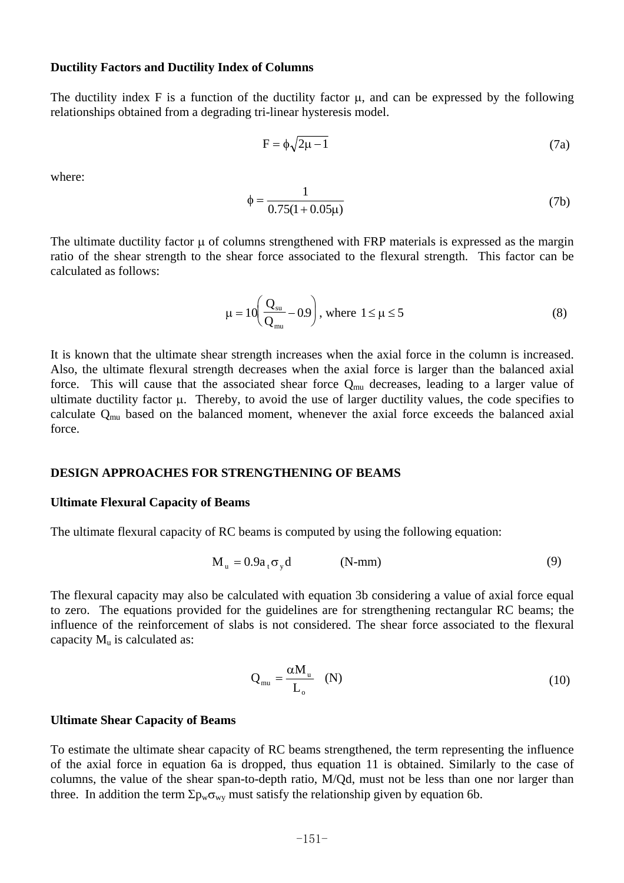### Ductility Factors and Ductility Index of Columns

The ductility index F is a function of the ductility factor $\mu$, and can be expressed by the following relationships obtained from a degrading tri-linear hysteresis model.

$$F = \phi\sqrt{2\mu - 1} \tag{7a}$$

where:

$$\phi = \frac{1}{0.75(1 + 0.05\mu)} \tag{7b}$$

The ultimate ductility factor $\mu$ of columns strengthened with FRP materials is expressed as the margin ratio of the shear strength to the shear force associated to the flexural strength. This factor can be calculated as follows:

$$\mu = 10\left(\frac{Q_{su}}{Q_{mu}} - 0.9\right), \text{ where } 1 \leq \mu \leq 5 \tag{8}$$

It is known that the ultimate shear strength increases when the axial force in the column is increased. Also, the ultimate flexural strength decreases when the axial force is larger than the balanced axial force. This will cause that the associated shear force $Q_{mu}$ decreases, leading to a larger value of ultimate ductility factor $\mu$. Thereby, to avoid the use of larger ductility values, the code specifies to calculate $Q_{mu}$ based on the balanced moment, whenever the axial force exceeds the balanced axial force.

## DESIGN APPROACHES FOR STRENGTHENING OF BEAMS

### Ultimate Flexural Capacity of Beams

The ultimate flexural capacity of RC beams is computed by using the following equation:

$$M_u = 0.9 a_t \sigma_y d \qquad \text{(N-mm)} \tag{9}$$

The flexural capacity may also be calculated with equation 3b considering a value of axial force equal to zero. The equations provided for the guidelines are for strengthening rectangular RC beams; the influence of the reinforcement of slabs is not considered. The shear force associated to the flexural capacity $M_u$ is calculated as:

$$Q_{mu} = \frac{\alpha M_u}{L_o} \quad \text{(N)} \tag{10}$$

### Ultimate Shear Capacity of Beams

To estimate the ultimate shear capacity of RC beams strengthened, the term representing the influence of the axial force in equation 6a is dropped, thus equation 11 is obtained. Similarly to the case of columns, the value of the shear span-to-depth ratio, M/Qd, must not be less than one nor larger than three. In addition the term $\Sigma p_w \sigma_{wy}$ must satisfy the relationship given by equation 6b.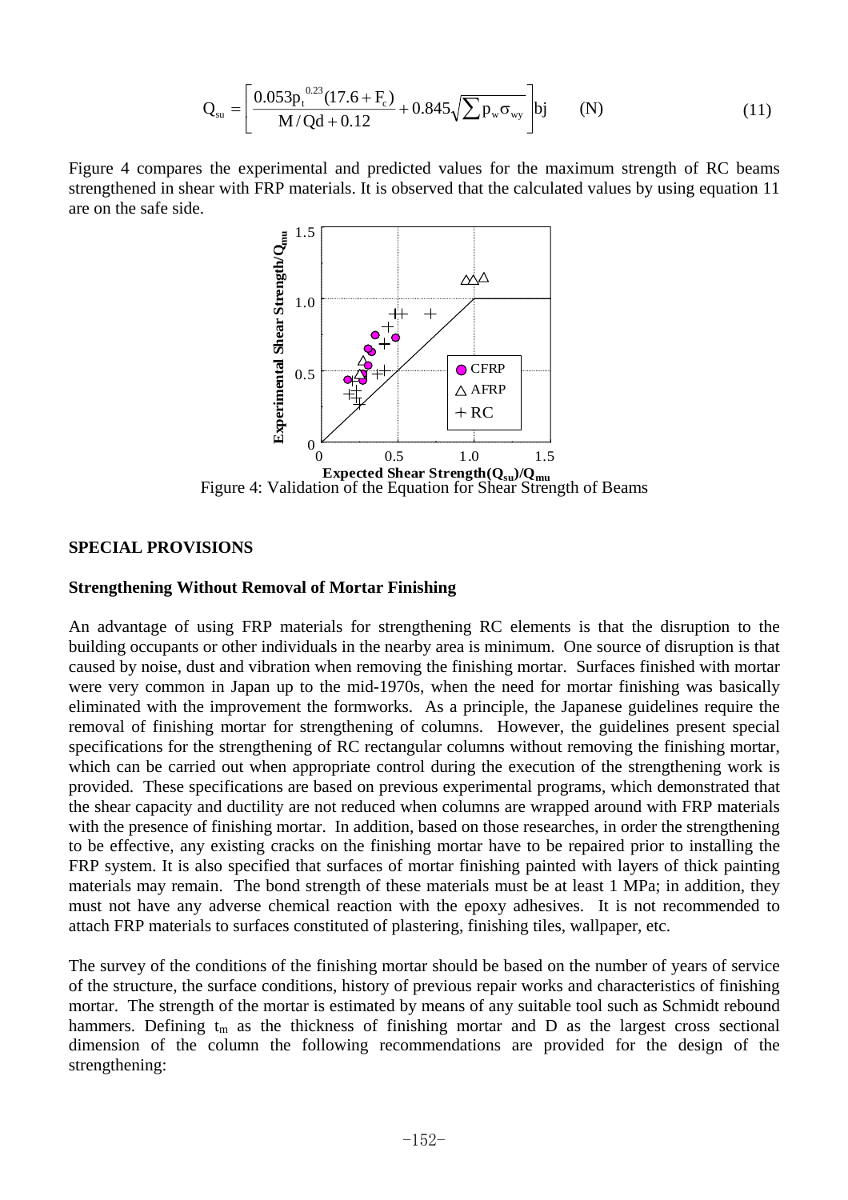$$Q_{su} = \left[ \frac{0.053 p_t^{0.23} (17.6 + F_c)}{M / Qd + 0.12} + 0.845 \sqrt{\sum p_w \sigma_{wy}} \right] bj \qquad (N) \tag{11}$$

Figure 4 compares the experimental and predicted values for the maximum strength of RC beams strengthened in shear with FRP materials. It is observed that the calculated values by using equation 11 are on the safe side.

Figure 4: Validation of the Equation for Shear Strength of Beams

## SPECIAL PROVISIONS

### Strengthening Without Removal of Mortar Finishing

An advantage of using FRP materials for strengthening RC elements is that the disruption to the building occupants or other individuals in the nearby area is minimum. One source of disruption is that caused by noise, dust and vibration when removing the finishing mortar. Surfaces finished with mortar were very common in Japan up to the mid-1970s, when the need for mortar finishing was basically eliminated with the improvement the formworks. As a principle, the Japanese guidelines require the removal of finishing mortar for strengthening of columns. However, the guidelines present special specifications for the strengthening of RC rectangular columns without removing the finishing mortar, which can be carried out when appropriate control during the execution of the strengthening work is provided. These specifications are based on previous experimental programs, which demonstrated that the shear capacity and ductility are not reduced when columns are wrapped around with FRP materials with the presence of finishing mortar. In addition, based on those researches, in order the strengthening to be effective, any existing cracks on the finishing mortar have to be repaired prior to installing the FRP system. It is also specified that surfaces of mortar finishing painted with layers of thick painting materials may remain. The bond strength of these materials must be at least 1 MPa; in addition, they must not have any adverse chemical reaction with the epoxy adhesives. It is not recommended to attach FRP materials to surfaces constituted of plastering, finishing tiles, wallpaper, etc.

The survey of the conditions of the finishing mortar should be based on the number of years of service of the structure, the surface conditions, history of previous repair works and characteristics of finishing mortar. The strength of the mortar is estimated by means of any suitable tool such as Schmidt rebound hammers. Defining $t_m$ as the thickness of finishing mortar and D as the largest cross sectional dimension of the column the following recommendations are provided for the design of the strengthening: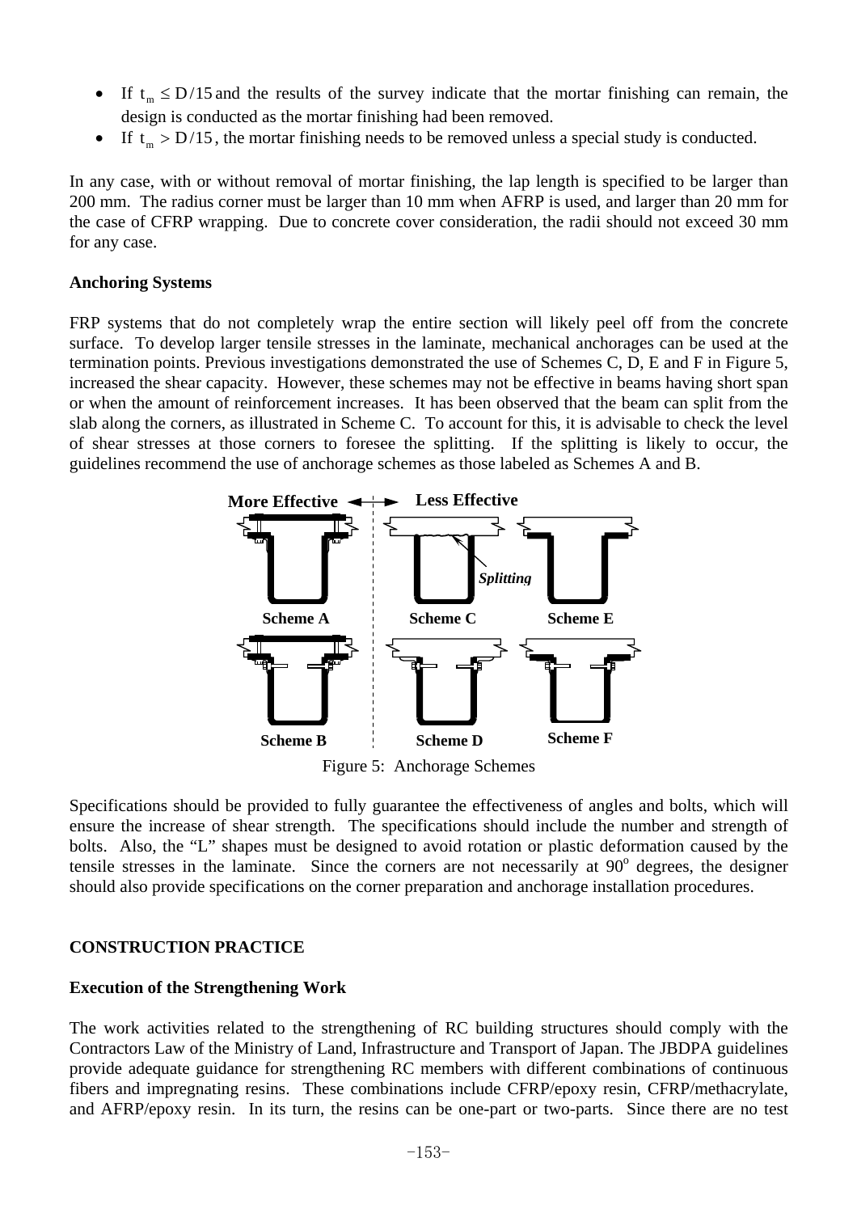- If $t_m \leq D/15$ and the results of the survey indicate that the mortar finishing can remain, the design is conducted as the mortar finishing had been removed.
- If $t_m > D/15$, the mortar finishing needs to be removed unless a special study is conducted.

In any case, with or without removal of mortar finishing, the lap length is specified to be larger than 200 mm. The radius corner must be larger than 10 mm when AFRP is used, and larger than 20 mm for the case of CFRP wrapping. Due to concrete cover consideration, the radii should not exceed 30 mm for any case.

**Anchoring Systems**

FRP systems that do not completely wrap the entire section will likely peel off from the concrete surface. To develop larger tensile stresses in the laminate, mechanical anchorages can be used at the termination points. Previous investigations demonstrated the use of Schemes C, D, E and F in Figure 5, increased the shear capacity. However, these schemes may not be effective in beams having short span or when the amount of reinforcement increases. It has been observed that the beam can split from the slab along the corners, as illustrated in Scheme C. To account for this, it is advisable to check the level of shear stresses at those corners to foresee the splitting. If the splitting is likely to occur, the guidelines recommend the use of anchorage schemes as those labeled as Schemes A and B.

Figure 5: Anchorage Schemes

Specifications should be provided to fully guarantee the effectiveness of angles and bolts, which will ensure the increase of shear strength. The specifications should include the number and strength of bolts. Also, the "L" shapes must be designed to avoid rotation or plastic deformation caused by the tensile stresses in the laminate. Since the corners are not necessarily at $90^{o}$ degrees, the designer should also provide specifications on the corner preparation and anchorage installation procedures.

## CONSTRUCTION PRACTICE

**Execution of the Strengthening Work**

The work activities related to the strengthening of RC building structures should comply with the Contractors Law of the Ministry of Land, Infrastructure and Transport of Japan. The JBDPA guidelines provide adequate guidance for strengthening RC members with different combinations of continuous fibers and impregnating resins. These combinations include CFRP/epoxy resin, CFRP/methacrylate, and AFRP/epoxy resin. In its turn, the resins can be one-part or two-parts. Since there are no test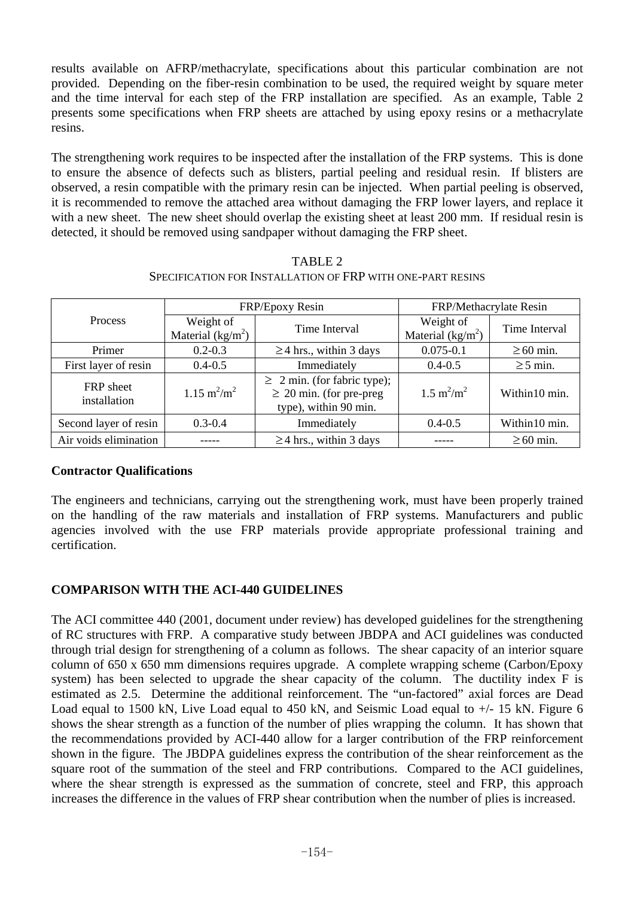results available on AFRP/methacrylate, specifications about this particular combination are not provided. Depending on the fiber-resin combination to be used, the required weight by square meter and the time interval for each step of the FRP installation are specified. As an example, Table 2 presents some specifications when FRP sheets are attached by using epoxy resins or a methacrylate resins.

The strengthening work requires to be inspected after the installation of the FRP systems. This is done to ensure the absence of defects such as blisters, partial peeling and residual resin. If blisters are observed, a resin compatible with the primary resin can be injected. When partial peeling is observed, it is recommended to remove the attached area without damaging the FRP lower layers, and replace it with a new sheet. The new sheet should overlap the existing sheet at least 200 mm. If residual resin is detected, it should be removed using sandpaper without damaging the FRP sheet.

TABLE 2
SPECIFICATION FOR INSTALLATION OF FRP WITH ONE-PART RESINS

| Process | FRP/Epoxy Resin | | FRP/Methacrylate Resin | |
|---|---|---|---|---|
| | Weight of Material ($kg/m^2$) | Time Interval | Weight of Material ($kg/m^2$) | Time Interval |
| Primer | 0.2-0.3 | ≥ 4 hrs., within 3 days | 0.075-0.1 | ≥ 60 min. |
| First layer of resin | 0.4-0.5 | Immediately | 0.4-0.5 | ≥ 5 min. |
| FRP sheet installation | 1.15 $m^2/m^2$ | ≥ 2 min. (for fabric type); ≥ 20 min. (for pre-preg type), within 90 min. | 1.5 $m^2/m^2$ | Within10 min. |
| Second layer of resin | 0.3-0.4 | Immediately | 0.4-0.5 | Within10 min. |
| Air voids elimination | ----- | ≥ 4 hrs., within 3 days | ----- | ≥ 60 min. |

**Contractor Qualifications**

The engineers and technicians, carrying out the strengthening work, must have been properly trained on the handling of the raw materials and installation of FRP systems. Manufacturers and public agencies involved with the use FRP materials provide appropriate professional training and certification.

## COMPARISON WITH THE ACI-440 GUIDELINES

The ACI committee 440 (2001, document under review) has developed guidelines for the strengthening of RC structures with FRP. A comparative study between JBDPA and ACI guidelines was conducted through trial design for strengthening of a column as follows. The shear capacity of an interior square column of 650 x 650 mm dimensions requires upgrade. A complete wrapping scheme (Carbon/Epoxy system) has been selected to upgrade the shear capacity of the column. The ductility index F is estimated as 2.5. Determine the additional reinforcement. The "un-factored" axial forces are Dead Load equal to 1500 kN, Live Load equal to 450 kN, and Seismic Load equal to +/- 15 kN. Figure 6 shows the shear strength as a function of the number of plies wrapping the column. It has shown that the recommendations provided by ACI-440 allow for a larger contribution of the FRP reinforcement shown in the figure. The JBDPA guidelines express the contribution of the shear reinforcement as the square root of the summation of the steel and FRP contributions. Compared to the ACI guidelines, where the shear strength is expressed as the summation of concrete, steel and FRP, this approach increases the difference in the values of FRP shear contribution when the number of plies is increased.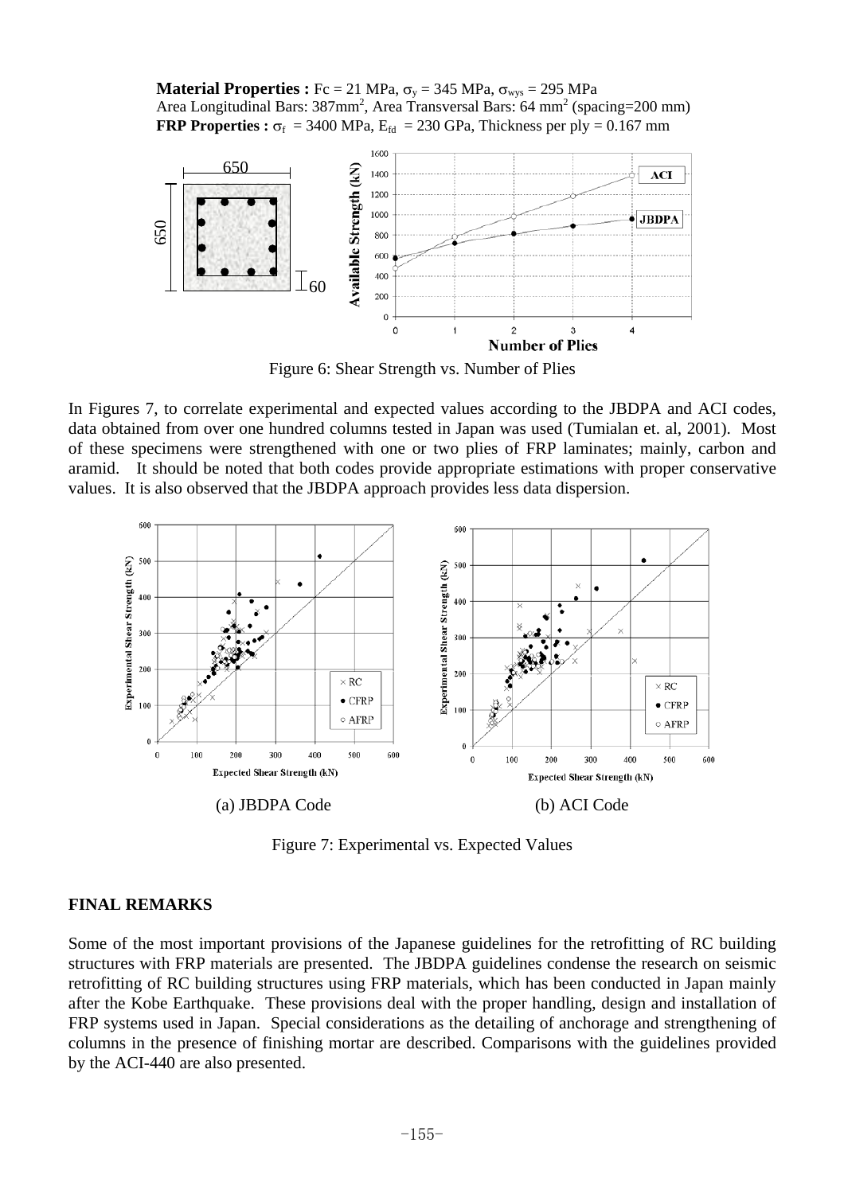**Material Properties :** Fc = 21 MPa, $\sigma_y$ = 345 MPa, $\sigma_{wys}$ = 295 MPa
Area Longitudinal Bars: 387mm$^2$, Area Transversal Bars: 64 mm$^2$ (spacing=200 mm)
**FRP Properties :** $\sigma_f$ = 3400 MPa, $E_{fd}$ = 230 GPa, Thickness per ply = 0.167 mm

Figure 6: Shear Strength vs. Number of Plies

In Figures 7, to correlate experimental and expected values according to the JBDPA and ACI codes, data obtained from over one hundred columns tested in Japan was used (Tumialan et. al, 2001). Most of these specimens were strengthened with one or two plies of FRP laminates; mainly, carbon and aramid. It should be noted that both codes provide appropriate estimations with proper conservative values. It is also observed that the JBDPA approach provides less data dispersion.

(a) JBDPA Code (b) ACI Code

Figure 7: Experimental vs. Expected Values

## FINAL REMARKS

Some of the most important provisions of the Japanese guidelines for the retrofitting of RC building structures with FRP materials are presented. The JBDPA guidelines condense the research on seismic retrofitting of RC building structures using FRP materials, which has been conducted in Japan mainly after the Kobe Earthquake. These provisions deal with the proper handling, design and installation of FRP systems used in Japan. Special considerations as the detailing of anchorage and strengthening of columns in the presence of finishing mortar are described. Comparisons with the guidelines provided by the ACI-440 are also presented.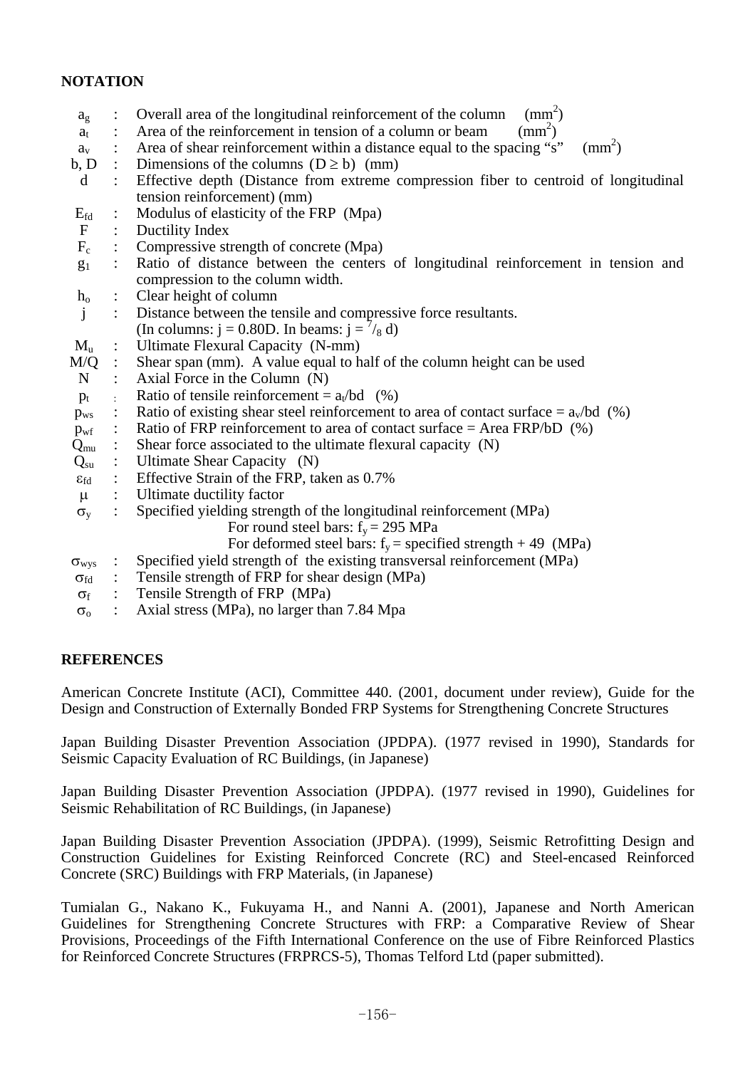## NOTATION

| | | |
|---|---|---|
| $a_g$ | : | Overall area of the longitudinal reinforcement of the column (mm$^2$) |
| $a_t$ | : | Area of the reinforcement in tension of a column or beam (mm$^2$) |
| $a_v$ | : | Area of shear reinforcement within a distance equal to the spacing "s" (mm$^2$) |
| b, D | : | Dimensions of the columns ($D \geq b$) (mm) |
| d | : | Effective depth (Distance from extreme compression fiber to centroid of longitudinal tension reinforcement) (mm) |
| $E_{fd}$ | : | Modulus of elasticity of the FRP (Mpa) |
| F | : | Ductility Index |
| $F_c$ | : | Compressive strength of concrete (Mpa) |
| $g_1$ | : | Ratio of distance between the centers of longitudinal reinforcement in tension and compression to the column width. |
| $h_o$ | : | Clear height of column |
| j | : | Distance between the tensile and compressive force resultants. (In columns: j = 0.80D. In beams: $j = {}^{7}/_{8}\, d$) |
| $M_u$ | : | Ultimate Flexural Capacity (N-mm) |
| M/Q | : | Shear span (mm). A value equal to half of the column height can be used |
| N | : | Axial Force in the Column (N) |
| $p_t$ | : | Ratio of tensile reinforcement = $a_t$/bd (%) |
| $p_{ws}$ | : | Ratio of existing shear steel reinforcement to area of contact surface = $a_v$/bd (%) |
| $p_{wf}$ | : | Ratio of FRP reinforcement to area of contact surface = Area FRP/bD (%) |
| $Q_{mu}$ | : | Shear force associated to the ultimate flexural capacity (N) |
| $Q_{su}$ | : | Ultimate Shear Capacity (N) |
| $\varepsilon_{fd}$ | : | Effective Strain of the FRP, taken as 0.7% |
| $\mu$ | : | Ultimate ductility factor |
| $\sigma_y$ | : | Specified yielding strength of the longitudinal reinforcement (MPa)<br>For round steel bars: $f_y$ = 295 MPa<br>For deformed steel bars: $f_y$ = specified strength + 49 (MPa) |
| $\sigma_{wys}$ | : | Specified yield strength of the existing transversal reinforcement (MPa) |
| $\sigma_{fd}$ | : | Tensile strength of FRP for shear design (MPa) |
| $\sigma_f$ | : | Tensile Strength of FRP (MPa) |
| $\sigma_o$ | : | Axial stress (MPa), no larger than 7.84 Mpa |

## REFERENCES

American Concrete Institute (ACI), Committee 440. (2001, document under review), Guide for the Design and Construction of Externally Bonded FRP Systems for Strengthening Concrete Structures

Japan Building Disaster Prevention Association (JPDPA). (1977 revised in 1990), Standards for Seismic Capacity Evaluation of RC Buildings, (in Japanese)

Japan Building Disaster Prevention Association (JPDPA). (1977 revised in 1990), Guidelines for Seismic Rehabilitation of RC Buildings, (in Japanese)

Japan Building Disaster Prevention Association (JPDPA). (1999), Seismic Retrofitting Design and Construction Guidelines for Existing Reinforced Concrete (RC) and Steel-encased Reinforced Concrete (SRC) Buildings with FRP Materials, (in Japanese)

Tumialan G., Nakano K., Fukuyama H., and Nanni A. (2001), Japanese and North American Guidelines for Strengthening Concrete Structures with FRP: a Comparative Review of Shear Provisions, Proceedings of the Fifth International Conference on the use of Fibre Reinforced Plastics for Reinforced Concrete Structures (FRPRCS-5), Thomas Telford Ltd (paper submitted).